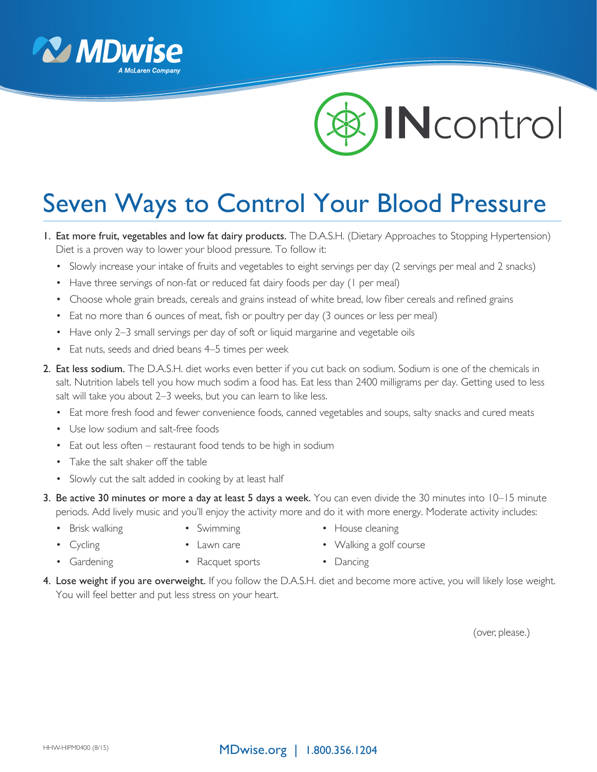MDwise
A McLaren Company

INcontrol

# Seven Ways to Control Your Blood Pressure

1. **Eat more fruit, vegetables and low fat dairy products.** The D.A.S.H. (Dietary Approaches to Stopping Hypertension) Diet is a proven way to lower your blood pressure. To follow it:
   - Slowly increase your intake of fruits and vegetables to eight servings per day (2 servings per meal and 2 snacks)
   - Have three servings of non-fat or reduced fat dairy foods per day (1 per meal)
   - Choose whole grain breads, cereals and grains instead of white bread, low fiber cereals and refined grains
   - Eat no more than 6 ounces of meat, fish or poultry per day (3 ounces or less per meal)
   - Have only 2–3 small servings per day of soft or liquid margarine and vegetable oils
   - Eat nuts, seeds and dried beans 4–5 times per week

2. **Eat less sodium.** The D.A.S.H. diet works even better if you cut back on sodium. Sodium is one of the chemicals in salt. Nutrition labels tell you how much sodim a food has. Eat less than 2400 milligrams per day. Getting used to less salt will take you about 2–3 weeks, but you can learn to like less.
   - Eat more fresh food and fewer convenience foods, canned vegetables and soups, salty snacks and cured meats
   - Use low sodium and salt-free foods
   - Eat out less often – restaurant food tends to be high in sodium
   - Take the salt shaker off the table
   - Slowly cut the salt added in cooking by at least half

3. **Be active 30 minutes or more a day at least 5 days a week.** You can even divide the 30 minutes into 10–15 minute periods. Add lively music and you'll enjoy the activity more and do it with more energy. Moderate activity includes:
   - Brisk walking
   - Cycling
   - Gardening
   - Swimming
   - Lawn care
   - Racquet sports
   - House cleaning
   - Walking a golf course
   - Dancing

4. **Lose weight if you are overweight.** If you follow the D.A.S.H. diet and become more active, you will likely lose weight. You will feel better and put less stress on your heart.

(over, please.)

HHW-HIPM0400 (8/15)

MDwise.org | 1.800.356.1204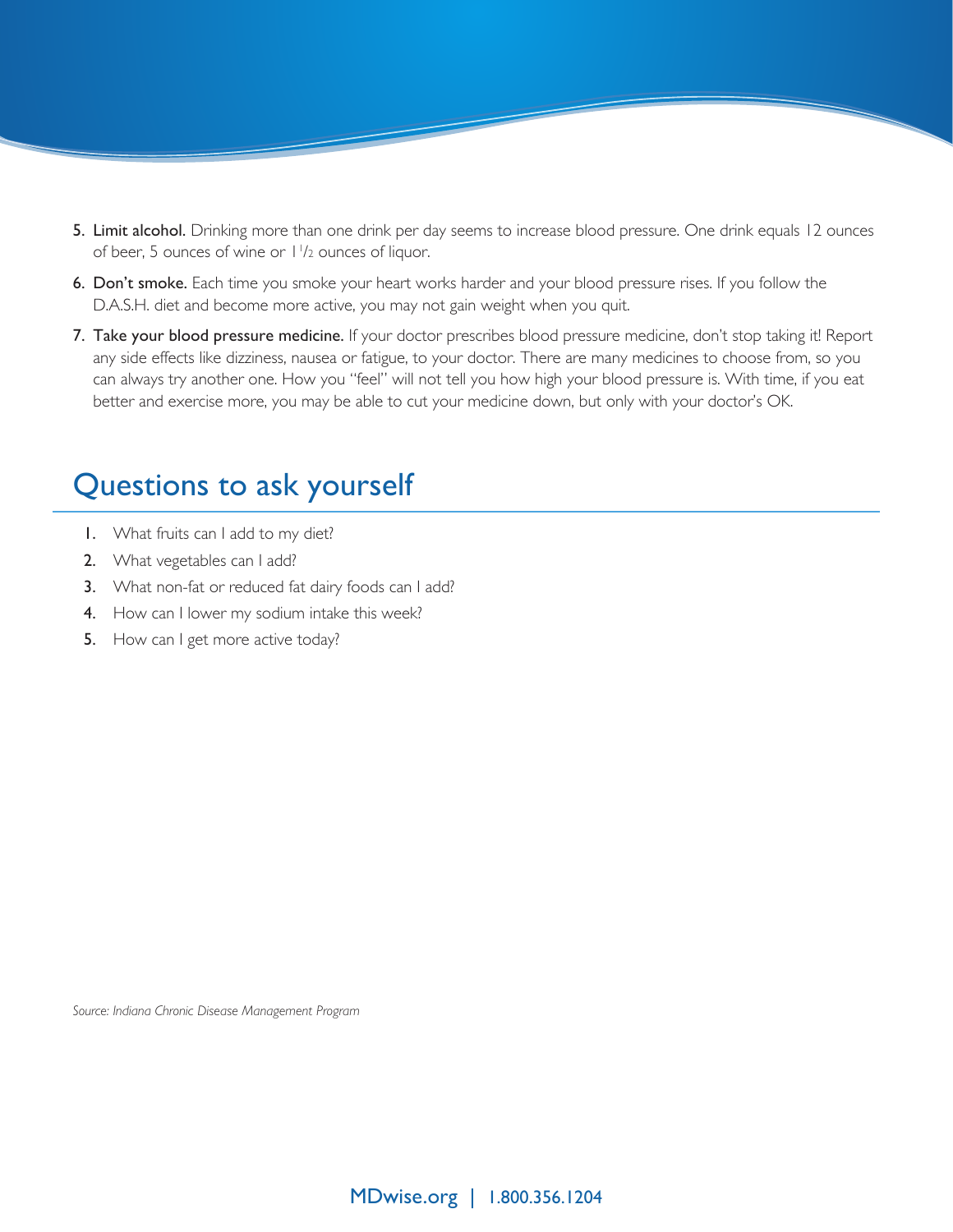5. **Limit alcohol.** Drinking more than one drink per day seems to increase blood pressure. One drink equals 12 ounces of beer, 5 ounces of wine or 1 1/2 ounces of liquor.
6. **Don't smoke.** Each time you smoke your heart works harder and your blood pressure rises. If you follow the D.A.S.H. diet and become more active, you may not gain weight when you quit.
7. **Take your blood pressure medicine.** If your doctor prescribes blood pressure medicine, don't stop taking it! Report any side effects like dizziness, nausea or fatigue, to your doctor. There are many medicines to choose from, so you can always try another one. How you "feel" will not tell you how high your blood pressure is. With time, if you eat better and exercise more, you may be able to cut your medicine down, but only with your doctor's OK.

## Questions to ask yourself

1. What fruits can I add to my diet?
2. What vegetables can I add?
3. What non-fat or reduced fat dairy foods can I add?
4. How can I lower my sodium intake this week?
5. How can I get more active today?

*Source: Indiana Chronic Disease Management Program*

MDwise.org | 1.800.356.1204